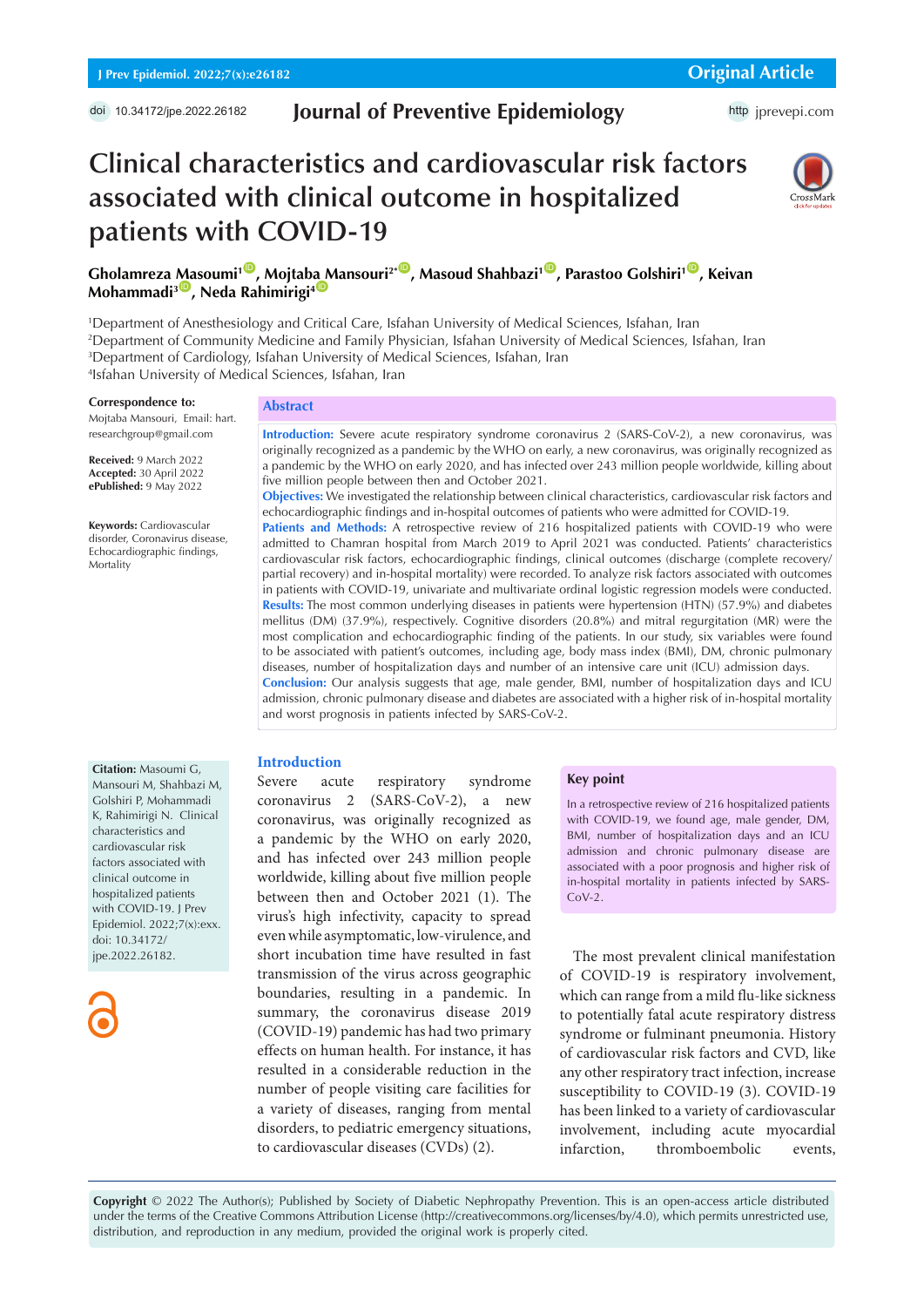Original Article

doi 10.34172/jpe.2022.26182

# Journal of Preventive Epidemiology

http jprevepi.com

# Clinical characteristics and cardiovascular risk factors associated with clinical outcome in hospitalized patients with COVID-19

**Gholamreza Masoumi[1], Mojtaba Mansouri[2*], Masoud Shahbazi[1], Parastoo Golshiri[1], Keivan Mohammadi[3], Neda Rahimirigi[4]**

[1]Department of Anesthesiology and Critical Care, Isfahan University of Medical Sciences, Isfahan, Iran
[2]Department of Community Medicine and Family Physician, Isfahan University of Medical Sciences, Isfahan, Iran
[3]Department of Cardiology, Isfahan University of Medical Sciences, Isfahan, Iran
[4]Isfahan University of Medical Sciences, Isfahan, Iran

**Correspondence to:**
Mojtaba Mansouri, Email: hart.researchgroup@gmail.com

**Received:** 9 March 2022
**Accepted:** 30 April 2022
**ePublished:** 9 May 2022

**Keywords:** Cardiovascular disorder, Coronavirus disease, Echocardiographic findings, Mortality

## Abstract

**Introduction:** Severe acute respiratory syndrome coronavirus 2 (SARS-CoV-2), a new coronavirus, was originally recognized as a pandemic by the WHO on early, a new coronavirus, was originally recognized as a pandemic by the WHO on early 2020, and has infected over 243 million people worldwide, killing about five million people between then and October 2021.

**Objectives:** We investigated the relationship between clinical characteristics, cardiovascular risk factors and echocardiographic findings and in-hospital outcomes of patients who were admitted for COVID-19.

**Patients and Methods:** A retrospective review of 216 hospitalized patients with COVID-19 who were admitted to Chamran hospital from March 2019 to April 2021 was conducted. Patients' characteristics cardiovascular risk factors, echocardiographic findings, clinical outcomes (discharge (complete recovery/partial recovery) and in-hospital mortality) were recorded. To analyze risk factors associated with outcomes in patients with COVID-19, univariate and multivariate ordinal logistic regression models were conducted.

**Results:** The most common underlying diseases in patients were hypertension (HTN) (57.9%) and diabetes mellitus (DM) (37.9%), respectively. Cognitive disorders (20.8%) and mitral regurgitation (MR) were the most complication and echocardiographic finding of the patients. In our study, six variables were found to be associated with patient's outcomes, including age, body mass index (BMI), DM, chronic pulmonary diseases, number of hospitalization days and number of an intensive care unit (ICU) admission days.

**Conclusion:** Our analysis suggests that age, male gender, BMI, number of hospitalization days and ICU admission, chronic pulmonary disease and diabetes are associated with a higher risk of in-hospital mortality and worst prognosis in patients infected by SARS-CoV-2.

**Citation:** Masoumi G, Mansouri M, Shahbazi M, Golshiri P, Mohammadi K, Rahimirigi N. Clinical characteristics and cardiovascular risk factors associated with clinical outcome in hospitalized patients with COVID-19. J Prev Epidemiol. 2022;7(x):exx. doi: 10.34172/jpe.2022.26182.

## Introduction

Severe acute respiratory syndrome coronavirus 2 (SARS-CoV-2), a new coronavirus, was originally recognized as a pandemic by the WHO on early 2020, and has infected over 243 million people worldwide, killing about five million people between then and October 2021 (1). The virus's high infectivity, capacity to spread even while asymptomatic, low-virulence, and short incubation time have resulted in fast transmission of the virus across geographic boundaries, resulting in a pandemic. In summary, the coronavirus disease 2019 (COVID-19) pandemic has had two primary effects on human health. For instance, it has resulted in a considerable reduction in the number of people visiting care facilities for a variety of diseases, ranging from mental disorders, to pediatric emergency situations, to cardiovascular diseases (CVDs) (2).

> **Key point**
>
> In a retrospective review of 216 hospitalized patients with COVID-19, we found age, male gender, DM, BMI, number of hospitalization days and an ICU admission and chronic pulmonary disease are associated with a poor prognosis and higher risk of in-hospital mortality in patients infected by SARS-CoV-2.

The most prevalent clinical manifestation of COVID-19 is respiratory involvement, which can range from a mild flu-like sickness to potentially fatal acute respiratory distress syndrome or fulminant pneumonia. History of cardiovascular risk factors and CVD, like any other respiratory tract infection, increase susceptibility to COVID-19 (3). COVID-19 has been linked to a variety of cardiovascular involvement, including acute myocardial infarction, thromboembolic events,

**Copyright** © 2022 The Author(s); Published by Society of Diabetic Nephropathy Prevention. This is an open-access article distributed under the terms of the Creative Commons Attribution License (http://creativecommons.org/licenses/by/4.0), which permits unrestricted use, distribution, and reproduction in any medium, provided the original work is properly cited.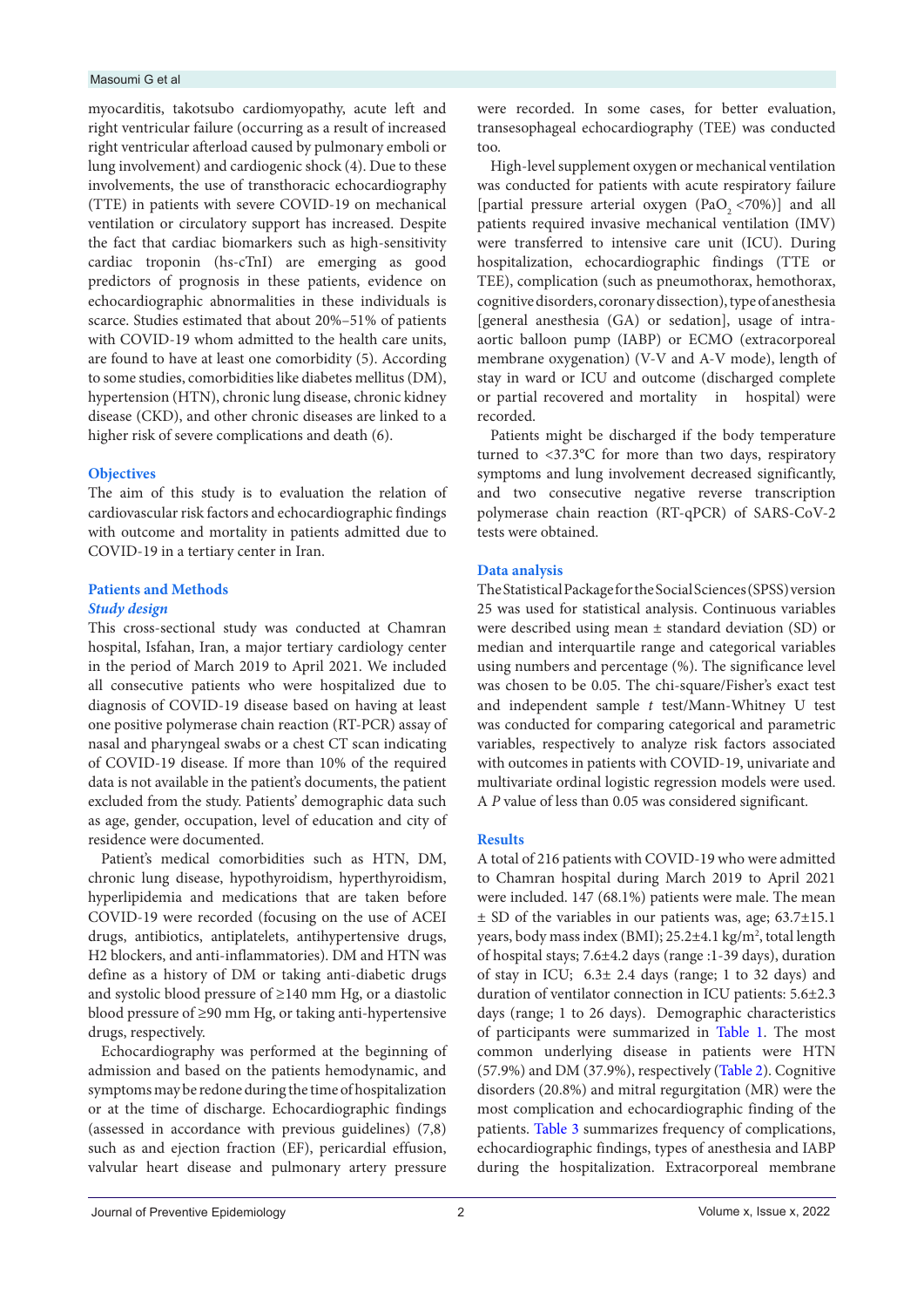myocarditis, takotsubo cardiomyopathy, acute left and right ventricular failure (occurring as a result of increased right ventricular afterload caused by pulmonary emboli or lung involvement) and cardiogenic shock (4). Due to these involvements, the use of transthoracic echocardiography (TTE) in patients with severe COVID-19 on mechanical ventilation or circulatory support has increased. Despite the fact that cardiac biomarkers such as high-sensitivity cardiac troponin (hs-cTnI) are emerging as good predictors of prognosis in these patients, evidence on echocardiographic abnormalities in these individuals is scarce. Studies estimated that about 20%–51% of patients with COVID-19 whom admitted to the health care units, are found to have at least one comorbidity (5). According to some studies, comorbidities like diabetes mellitus (DM), hypertension (HTN), chronic lung disease, chronic kidney disease (CKD), and other chronic diseases are linked to a higher risk of severe complications and death (6).

## Objectives

The aim of this study is to evaluation the relation of cardiovascular risk factors and echocardiographic findings with outcome and mortality in patients admitted due to COVID-19 in a tertiary center in Iran.

## Patients and Methods

### *Study design*

This cross-sectional study was conducted at Chamran hospital, Isfahan, Iran, a major tertiary cardiology center in the period of March 2019 to April 2021. We included all consecutive patients who were hospitalized due to diagnosis of COVID-19 disease based on having at least one positive polymerase chain reaction (RT-PCR) assay of nasal and pharyngeal swabs or a chest CT scan indicating of COVID-19 disease. If more than 10% of the required data is not available in the patient's documents, the patient excluded from the study. Patients' demographic data such as age, gender, occupation, level of education and city of residence were documented.

Patient's medical comorbidities such as HTN, DM, chronic lung disease, hypothyroidism, hyperthyroidism, hyperlipidemia and medications that are taken before COVID-19 were recorded (focusing on the use of ACEI drugs, antibiotics, antiplatelets, antihypertensive drugs, H2 blockers, and anti-inflammatories). DM and HTN was define as a history of DM or taking anti-diabetic drugs and systolic blood pressure of ≥140 mm Hg, or a diastolic blood pressure of ≥90 mm Hg, or taking anti-hypertensive drugs, respectively.

Echocardiography was performed at the beginning of admission and based on the patients hemodynamic, and symptoms may be redone during the time of hospitalization or at the time of discharge. Echocardiographic findings (assessed in accordance with previous guidelines) (7,8) such as and ejection fraction (EF), pericardial effusion, valvular heart disease and pulmonary artery pressure were recorded. In some cases, for better evaluation, transesophageal echocardiography (TEE) was conducted too.

High-level supplement oxygen or mechanical ventilation was conducted for patients with acute respiratory failure [partial pressure arterial oxygen ($PaO_2$ <70%)] and all patients required invasive mechanical ventilation (IMV) were transferred to intensive care unit (ICU). During hospitalization, echocardiographic findings (TTE or TEE), complication (such as pneumothorax, hemothorax, cognitive disorders, coronary dissection), type of anesthesia [general anesthesia (GA) or sedation], usage of intra-aortic balloon pump (IABP) or ECMO (extracorporeal membrane oxygenation) (V-V and A-V mode), length of stay in ward or ICU and outcome (discharged complete or partial recovered and mortality in hospital) were recorded.

Patients might be discharged if the body temperature turned to <37.3°C for more than two days, respiratory symptoms and lung involvement decreased significantly, and two consecutive negative reverse transcription polymerase chain reaction (RT-qPCR) of SARS-CoV-2 tests were obtained.

## Data analysis

The Statistical Package for the Social Sciences (SPSS) version 25 was used for statistical analysis. Continuous variables were described using mean ± standard deviation (SD) or median and interquartile range and categorical variables using numbers and percentage (%). The significance level was chosen to be 0.05. The chi-square/Fisher's exact test and independent sample *t* test/Mann-Whitney U test was conducted for comparing categorical and parametric variables, respectively to analyze risk factors associated with outcomes in patients with COVID-19, univariate and multivariate ordinal logistic regression models were used. A *P* value of less than 0.05 was considered significant.

## Results

A total of 216 patients with COVID-19 who were admitted to Chamran hospital during March 2019 to April 2021 were included. 147 (68.1%) patients were male. The mean ± SD of the variables in our patients was, age; 63.7±15.1 years, body mass index (BMI); 25.2±4.1 kg/m$^2$, total length of hospital stays; 7.6±4.2 days (range :1-39 days), duration of stay in ICU; 6.3± 2.4 days (range; 1 to 32 days) and duration of ventilator connection in ICU patients: 5.6±2.3 days (range; 1 to 26 days). Demographic characteristics of participants were summarized in Table 1. The most common underlying disease in patients were HTN (57.9%) and DM (37.9%), respectively (Table 2). Cognitive disorders (20.8%) and mitral regurgitation (MR) were the most complication and echocardiographic finding of the patients. Table 3 summarizes frequency of complications, echocardiographic findings, types of anesthesia and IABP during the hospitalization. Extracorporeal membrane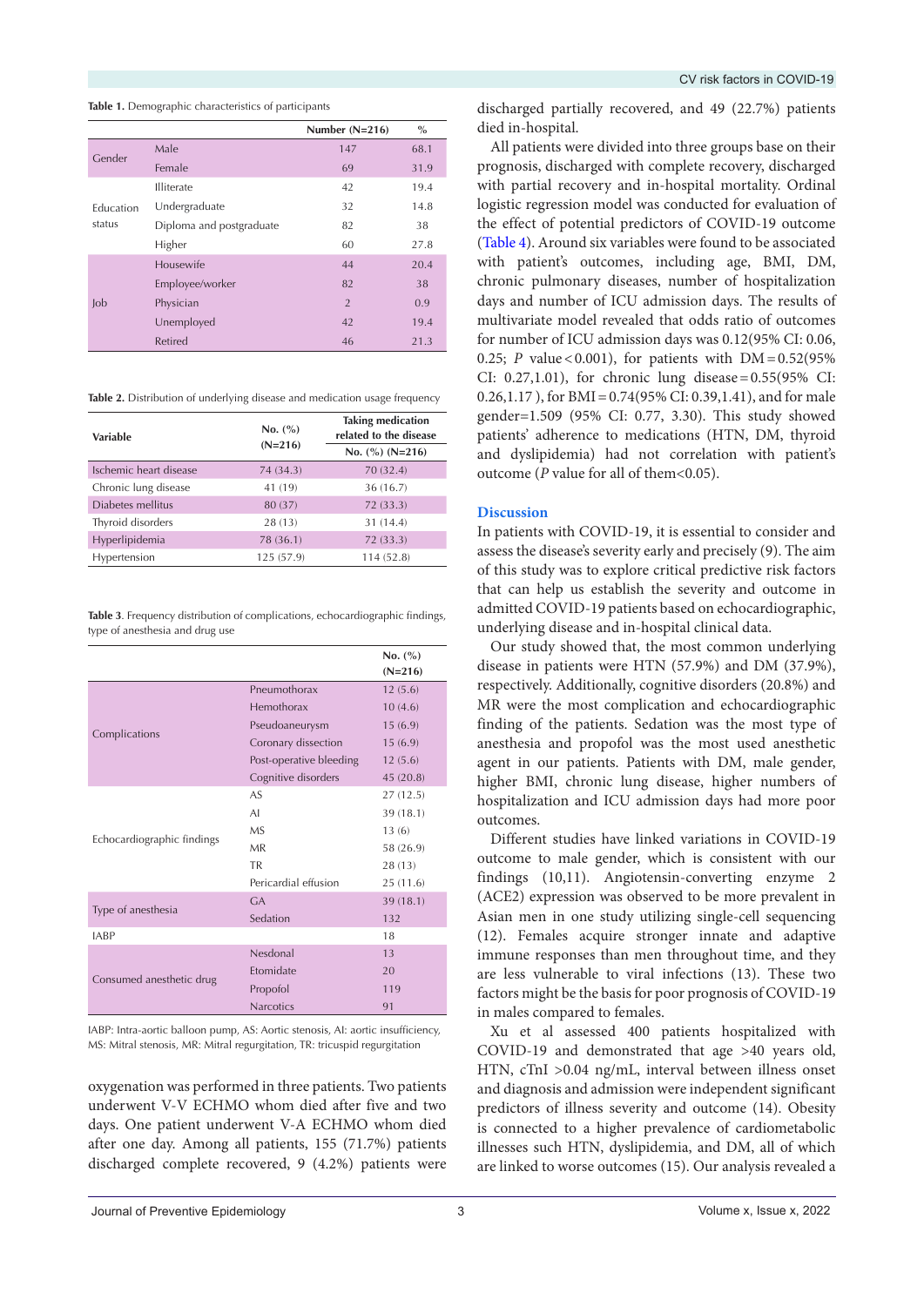**Table 1.** Demographic characteristics of participants

| | | Number (N=216) | % |
|---|---|---|---|
| Gender | Male | 147 | 68.1 |
| | Female | 69 | 31.9 |
| Education status | Illiterate | 42 | 19.4 |
| | Undergraduate | 32 | 14.8 |
| | Diploma and postgraduate | 82 | 38 |
| | Higher | 60 | 27.8 |
| Job | Housewife | 44 | 20.4 |
| | Employee/worker | 82 | 38 |
| | Physician | 2 | 0.9 |
| | Unemployed | 42 | 19.4 |
| | Retired | 46 | 21.3 |

**Table 2.** Distribution of underlying disease and medication usage frequency

| Variable | No. (%) (N=216) | Taking medication related to the disease |
|---|---|---|
| | | No. (%) (N=216) |
| Ischemic heart disease | 74 (34.3) | 70 (32.4) |
| Chronic lung disease | 41 (19) | 36 (16.7) |
| Diabetes mellitus | 80 (37) | 72 (33.3) |
| Thyroid disorders | 28 (13) | 31 (14.4) |
| Hyperlipidemia | 78 (36.1) | 72 (33.3) |
| Hypertension | 125 (57.9) | 114 (52.8) |

**Table 3**. Frequency distribution of complications, echocardiographic findings, type of anesthesia and drug use

| | | No. (%) (N=216) |
|---|---|---|
| Complications | Pneumothorax | 12 (5.6) |
| | Hemothorax | 10 (4.6) |
| | Pseudoaneurysm | 15 (6.9) |
| | Coronary dissection | 15 (6.9) |
| | Post-operative bleeding | 12 (5.6) |
| | Cognitive disorders | 45 (20.8) |
| Echocardiographic findings | AS | 27 (12.5) |
| | AI | 39 (18.1) |
| | MS | 13 (6) |
| | MR | 58 (26.9) |
| | TR | 28 (13) |
| | Pericardial effusion | 25 (11.6) |
| Type of anesthesia | GA | 39 (18.1) |
| | Sedation | 132 |
| IABP | | 18 |
| Consumed anesthetic drug | Nesdonal | 13 |
| | Etomidate | 20 |
| | Propofol | 119 |
| | Narcotics | 91 |

IABP: Intra-aortic balloon pump, AS: Aortic stenosis, AI: aortic insufficiency, MS: Mitral stenosis, MR: Mitral regurgitation, TR: tricuspid regurgitation

oxygenation was performed in three patients. Two patients underwent V-V ECHMO whom died after five and two days. One patient underwent V-A ECHMO whom died after one day. Among all patients, 155 (71.7%) patients discharged complete recovered, 9 (4.2%) patients were discharged partially recovered, and 49 (22.7%) patients died in-hospital.

All patients were divided into three groups base on their prognosis, discharged with complete recovery, discharged with partial recovery and in-hospital mortality. Ordinal logistic regression model was conducted for evaluation of the effect of potential predictors of COVID-19 outcome (Table 4). Around six variables were found to be associated with patient's outcomes, including age, BMI, DM, chronic pulmonary diseases, number of hospitalization days and number of ICU admission days. The results of multivariate model revealed that odds ratio of outcomes for number of ICU admission days was 0.12(95% CI: 0.06, 0.25; *P* value < 0.001), for patients with DM = 0.52(95% CI: 0.27,1.01), for chronic lung disease = 0.55(95% CI: 0.26,1.17 ), for BMI = 0.74(95% CI: 0.39,1.41), and for male gender=1.509 (95% CI: 0.77, 3.30). This study showed patients' adherence to medications (HTN, DM, thyroid and dyslipidemia) had not correlation with patient's outcome (*P* value for all of them<0.05).

## Discussion

In patients with COVID-19, it is essential to consider and assess the disease's severity early and precisely (9). The aim of this study was to explore critical predictive risk factors that can help us establish the severity and outcome in admitted COVID-19 patients based on echocardiographic, underlying disease and in-hospital clinical data.

Our study showed that, the most common underlying disease in patients were HTN (57.9%) and DM (37.9%), respectively. Additionally, cognitive disorders (20.8%) and MR were the most complication and echocardiographic finding of the patients. Sedation was the most type of anesthesia and propofol was the most used anesthetic agent in our patients. Patients with DM, male gender, higher BMI, chronic lung disease, higher numbers of hospitalization and ICU admission days had more poor outcomes.

Different studies have linked variations in COVID-19 outcome to male gender, which is consistent with our findings (10,11). Angiotensin-converting enzyme 2 (ACE2) expression was observed to be more prevalent in Asian men in one study utilizing single-cell sequencing (12). Females acquire stronger innate and adaptive immune responses than men throughout time, and they are less vulnerable to viral infections (13). These two factors might be the basis for poor prognosis of COVID-19 in males compared to females.

Xu et al assessed 400 patients hospitalized with COVID-19 and demonstrated that age >40 years old, HTN, cTnI >0.04 ng/mL, interval between illness onset and diagnosis and admission were independent significant predictors of illness severity and outcome (14). Obesity is connected to a higher prevalence of cardiometabolic illnesses such HTN, dyslipidemia, and DM, all of which are linked to worse outcomes (15). Our analysis revealed a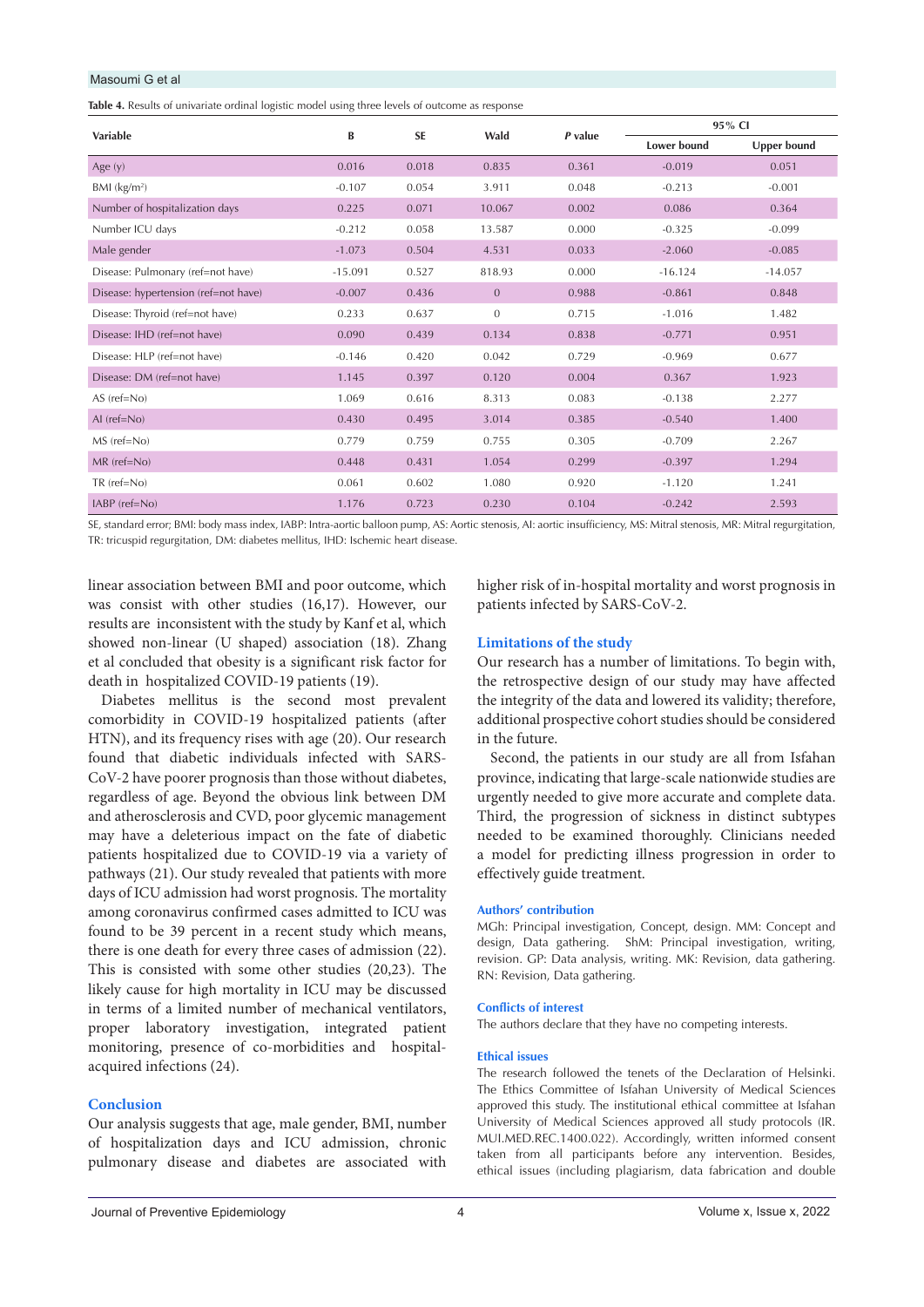**Table 4.** Results of univariate ordinal logistic model using three levels of outcome as response

| Variable | B | SE | Wald | *P* value | 95% CI | |
|---|---|---|---|---|---|---|
| | | | | | Lower bound | Upper bound |
| Age (y) | 0.016 | 0.018 | 0.835 | 0.361 | -0.019 | 0.051 |
| BMI (kg/m$^2$) | -0.107 | 0.054 | 3.911 | 0.048 | -0.213 | -0.001 |
| Number of hospitalization days | 0.225 | 0.071 | 10.067 | 0.002 | 0.086 | 0.364 |
| Number ICU days | -0.212 | 0.058 | 13.587 | 0.000 | -0.325 | -0.099 |
| Male gender | -1.073 | 0.504 | 4.531 | 0.033 | -2.060 | -0.085 |
| Disease: Pulmonary (ref=not have) | -15.091 | 0.527 | 818.93 | 0.000 | -16.124 | -14.057 |
| Disease: hypertension (ref=not have) | -0.007 | 0.436 | 0 | 0.988 | -0.861 | 0.848 |
| Disease: Thyroid (ref=not have) | 0.233 | 0.637 | 0 | 0.715 | -1.016 | 1.482 |
| Disease: IHD (ref=not have) | 0.090 | 0.439 | 0.134 | 0.838 | -0.771 | 0.951 |
| Disease: HLP (ref=not have) | -0.146 | 0.420 | 0.042 | 0.729 | -0.969 | 0.677 |
| Disease: DM (ref=not have) | 1.145 | 0.397 | 0.120 | 0.004 | 0.367 | 1.923 |
| AS (ref=No) | 1.069 | 0.616 | 8.313 | 0.083 | -0.138 | 2.277 |
| AI (ref=No) | 0.430 | 0.495 | 3.014 | 0.385 | -0.540 | 1.400 |
| MS (ref=No) | 0.779 | 0.759 | 0.755 | 0.305 | -0.709 | 2.267 |
| MR (ref=No) | 0.448 | 0.431 | 1.054 | 0.299 | -0.397 | 1.294 |
| TR (ref=No) | 0.061 | 0.602 | 1.080 | 0.920 | -1.120 | 1.241 |
| IABP (ref=No) | 1.176 | 0.723 | 0.230 | 0.104 | -0.242 | 2.593 |

SE, standard error; BMI: body mass index, IABP: Intra-aortic balloon pump, AS: Aortic stenosis, AI: aortic insufficiency, MS: Mitral stenosis, MR: Mitral regurgitation, TR: tricuspid regurgitation, DM: diabetes mellitus, IHD: Ischemic heart disease.

linear association between BMI and poor outcome, which was consist with other studies (16,17). However, our results are inconsistent with the study by Kanf et al, which showed non-linear (U shaped) association (18). Zhang et al concluded that obesity is a significant risk factor for death in hospitalized COVID-19 patients (19).

Diabetes mellitus is the second most prevalent comorbidity in COVID-19 hospitalized patients (after HTN), and its frequency rises with age (20). Our research found that diabetic individuals infected with SARS-CoV-2 have poorer prognosis than those without diabetes, regardless of age. Beyond the obvious link between DM and atherosclerosis and CVD, poor glycemic management may have a deleterious impact on the fate of diabetic patients hospitalized due to COVID-19 via a variety of pathways (21). Our study revealed that patients with more days of ICU admission had worst prognosis. The mortality among coronavirus confirmed cases admitted to ICU was found to be 39 percent in a recent study which means, there is one death for every three cases of admission (22). This is consisted with some other studies (20,23). The likely cause for high mortality in ICU may be discussed in terms of a limited number of mechanical ventilators, proper laboratory investigation, integrated patient monitoring, presence of co-morbidities and hospital-acquired infections (24).

## Conclusion

Our analysis suggests that age, male gender, BMI, number of hospitalization days and ICU admission, chronic pulmonary disease and diabetes are associated with higher risk of in-hospital mortality and worst prognosis in patients infected by SARS-CoV-2.

## Limitations of the study

Our research has a number of limitations. To begin with, the retrospective design of our study may have affected the integrity of the data and lowered its validity; therefore, additional prospective cohort studies should be considered in the future.

Second, the patients in our study are all from Isfahan province, indicating that large-scale nationwide studies are urgently needed to give more accurate and complete data. Third, the progression of sickness in distinct subtypes needed to be examined thoroughly. Clinicians needed a model for predicting illness progression in order to effectively guide treatment.

### Authors' contribution

MGh: Principal investigation, Concept, design. MM: Concept and design, Data gathering. ShM: Principal investigation, writing, revision. GP: Data analysis, writing. MK: Revision, data gathering. RN: Revision, Data gathering.

### Conflicts of interest

The authors declare that they have no competing interests.

### Ethical issues

The research followed the tenets of the Declaration of Helsinki. The Ethics Committee of Isfahan University of Medical Sciences approved this study. The institutional ethical committee at Isfahan University of Medical Sciences approved all study protocols (IR.MUI.MED.REC.1400.022). Accordingly, written informed consent taken from all participants before any intervention. Besides, ethical issues (including plagiarism, data fabrication and double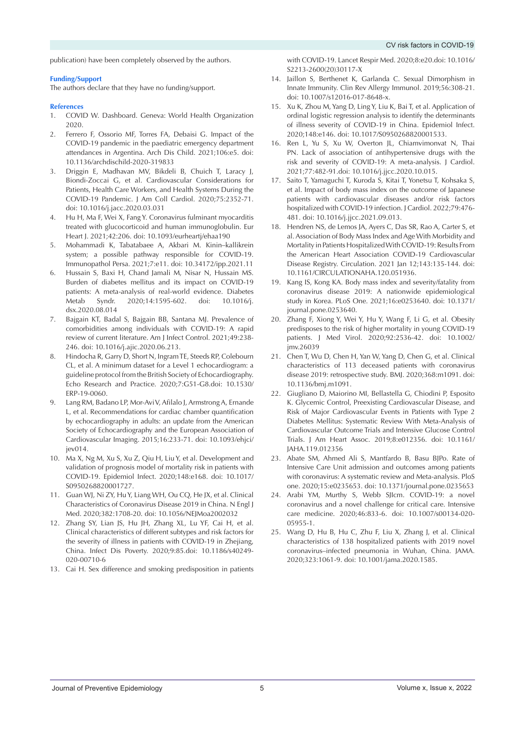publication) have been completely observed by the authors.

### Funding/Support

The authors declare that they have no funding/support.

### References

1. COVID W. Dashboard. Geneva: World Health Organization 2020.
2. Ferrero F, Ossorio MF, Torres FA, Debaisi G. Impact of the COVID-19 pandemic in the paediatric emergency department attendances in Argentina. Arch Dis Child. 2021;106:e5. doi: 10.1136/archdischild-2020-319833
3. Driggin E, Madhavan MV, Bikdeli B, Chuich T, Laracy J, Biondi-Zoccai G, et al. Cardiovascular Considerations for Patients, Health Care Workers, and Health Systems During the COVID-19 Pandemic. J Am Coll Cardiol. 2020;75:2352-71. doi: 10.1016/j.jacc.2020.03.031
4. Hu H, Ma F, Wei X, Fang Y. Coronavirus fulminant myocarditis treated with glucocorticoid and human immunoglobulin. Eur Heart J. 2021;42:206. doi: 10.1093/eurheartj/ehaa190
5. Mohammadi K, Tabatabaee A, Akbari M. Kinin–kallikrein system; a possible pathway responsible for COVID-19. Immunopathol Persa. 2021;7:e11. doi: 10.34172/ipp.2021.11
6. Hussain S, Baxi H, Chand Jamali M, Nisar N, Hussain MS. Burden of diabetes mellitus and its impact on COVID-19 patients: A meta-analysis of real-world evidence. Diabetes Metab Syndr. 2020;14:1595-602. doi: 10.1016/j.dsx.2020.08.014
7. Bajgain KT, Badal S, Bajgain BB, Santana MJ. Prevalence of comorbidities among individuals with COVID-19: A rapid review of current literature. Am J Infect Control. 2021;49:238-246. doi: 10.1016/j.ajic.2020.06.213.
8. Hindocha R, Garry D, Short N, Ingram TE, Steeds RP, Colebourn CL, et al. A minimum dataset for a Level 1 echocardiogram: a guideline protocol from the British Society of Echocardiography. Echo Research and Practice. 2020;7:G51-G8.doi: 10.1530/ERP-19-0060.
9. Lang RM, Badano LP, Mor-Avi V, Afilalo J, Armstrong A, Ernande L, et al. Recommendations for cardiac chamber quantification by echocardiography in adults: an update from the American Society of Echocardiography and the European Association of Cardiovascular Imaging. 2015;16:233-71. doi: 10.1093/ehjci/jev014.
10. Ma X, Ng M, Xu S, Xu Z, Qiu H, Liu Y, et al. Development and validation of prognosis model of mortality risk in patients with COVID-19. Epidemiol Infect. 2020;148:e168. doi: 10.1017/S0950268820001727.
11. Guan WJ, Ni ZY, Hu Y, Liang WH, Ou CQ, He JX, et al. Clinical Characteristics of Coronavirus Disease 2019 in China. N Engl J Med. 2020;382:1708-20. doi: 10.1056/NEJMoa2002032
12. Zhang SY, Lian JS, Hu JH, Zhang XL, Lu YF, Cai H, et al. Clinical characteristics of different subtypes and risk factors for the severity of illness in patients with COVID-19 in Zhejiang, China. Infect Dis Poverty. 2020;9:85.doi: 10.1186/s40249-020-00710-6
13. Cai H. Sex difference and smoking predisposition in patients with COVID-19. Lancet Respir Med. 2020;8:e20.doi: 10.1016/S2213-2600(20)30117-X
14. Jaillon S, Berthenet K, Garlanda C. Sexual Dimorphism in Innate Immunity. Clin Rev Allergy Immunol. 2019;56:308-21. doi: 10.1007/s12016-017-8648-x.
15. Xu K, Zhou M, Yang D, Ling Y, Liu K, Bai T, et al. Application of ordinal logistic regression analysis to identify the determinants of illness severity of COVID-19 in China. Epidemiol Infect. 2020;148:e146. doi: 10.1017/S0950268820001533.
16. Ren L, Yu S, Xu W, Overton JL, Chiamvimonvat N, Thai PN. Lack of association of antihypertensive drugs with the risk and severity of COVID-19: A meta-analysis. J Cardiol. 2021;77:482-91.doi: 10.1016/j.jjcc.2020.10.015.
17. Saito T, Yamaguchi T, Kuroda S, Kitai T, Yonetsu T, Kohsaka S, et al. Impact of body mass index on the outcome of Japanese patients with cardiovascular diseases and/or risk factors hospitalized with COVID-19 infection. J Cardiol. 2022;79:476-481. doi: 10.1016/j.jjcc.2021.09.013.
18. Hendren NS, de Lemos JA, Ayers C, Das SR, Rao A, Carter S, et al. Association of Body Mass Index and Age With Morbidity and Mortality in Patients Hospitalized With COVID-19: Results From the American Heart Association COVID-19 Cardiovascular Disease Registry. Circulation. 2021 Jan 12;143:135-144. doi: 10.1161/CIRCULATIONAHA.120.051936.
19. Kang IS, Kong KA. Body mass index and severity/fatality from coronavirus disease 2019: A nationwide epidemiological study in Korea. PLoS One. 2021;16:e0253640. doi: 10.1371/journal.pone.0253640.
20. Zhang F, Xiong Y, Wei Y, Hu Y, Wang F, Li G, et al. Obesity predisposes to the risk of higher mortality in young COVID-19 patients. J Med Virol. 2020;92:2536-42. doi: 10.1002/jmv.26039
21. Chen T, Wu D, Chen H, Yan W, Yang D, Chen G, et al. Clinical characteristics of 113 deceased patients with coronavirus disease 2019: retrospective study. BMJ. 2020;368:m1091. doi: 10.1136/bmj.m1091.
22. Giugliano D, Maiorino MI, Bellastella G, Chiodini P, Esposito K. Glycemic Control, Preexisting Cardiovascular Disease, and Risk of Major Cardiovascular Events in Patients with Type 2 Diabetes Mellitus: Systematic Review With Meta-Analysis of Cardiovascular Outcome Trials and Intensive Glucose Control Trials. J Am Heart Assoc. 2019;8:e012356. doi: 10.1161/JAHA.119.012356
23. Abate SM, Ahmed Ali S, Mantfardo B, Basu BJPo. Rate of Intensive Care Unit admission and outcomes among patients with coronavirus: A systematic review and Meta-analysis. PloS one. 2020;15:e0235653. doi: 10.1371/journal.pone.0235653
24. Arabi YM, Murthy S, Webb SJIcm. COVID-19: a novel coronavirus and a novel challenge for critical care. Intensive care medicine. 2020;46:833-6. doi: 10.1007/s00134-020-05955-1.
25. Wang D, Hu B, Hu C, Zhu F, Liu X, Zhang J, et al. Clinical characteristics of 138 hospitalized patients with 2019 novel coronavirus–infected pneumonia in Wuhan, China. JAMA. 2020;323:1061-9. doi: 10.1001/jama.2020.1585.